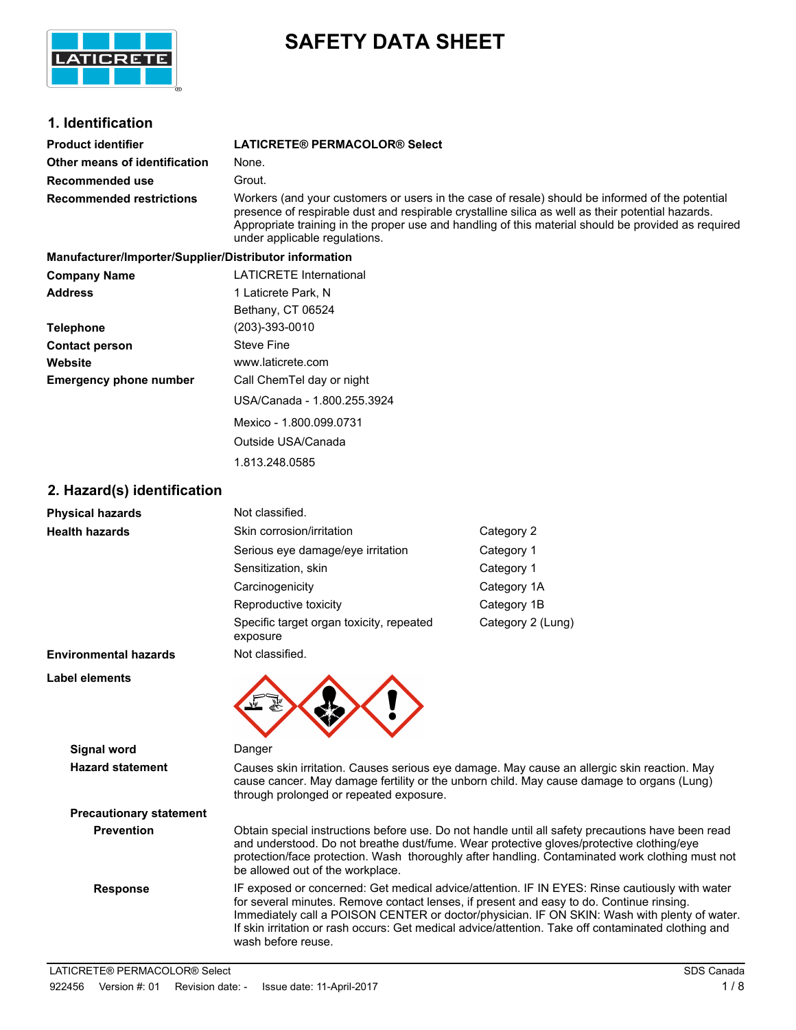# SAFETY DATA SHEET

## 1. Identification

| | |
|---|---|
| **Product identifier** | **LATICRETE® PERMACOLOR® Select** |
| **Other means of identification** | None. |
| **Recommended use** | Grout. |
| **Recommended restrictions** | Workers (and your customers or users in the case of resale) should be informed of the potential presence of respirable dust and respirable crystalline silica as well as their potential hazards. Appropriate training in the proper use and handling of this material should be provided as required under applicable regulations. |

**Manufacturer/Importer/Supplier/Distributor information**

| | |
|---|---|
| **Company Name** | LATICRETE International |
| **Address** | 1 Laticrete Park, N<br>Bethany, CT 06524 |
| **Telephone** | (203)-393-0010 |
| **Contact person** | Steve Fine |
| **Website** | www.laticrete.com |
| **Emergency phone number** | Call ChemTel day or night<br>USA/Canada - 1.800.255.3924<br>Mexico - 1.800.099.0731<br>Outside USA/Canada<br>1.813.248.0585 |

## 2. Hazard(s) identification

| | | |
|---|---|---|
| **Physical hazards** | Not classified. | |
| **Health hazards** | Skin corrosion/irritation | Category 2 |
| | Serious eye damage/eye irritation | Category 1 |
| | Sensitization, skin | Category 1 |
| | Carcinogenicity | Category 1A |
| | Reproductive toxicity | Category 1B |
| | Specific target organ toxicity, repeated exposure | Category 2 (Lung) |
| **Environmental hazards** | Not classified. | |

**Label elements**

**Signal word** Danger

**Hazard statement** Causes skin irritation. Causes serious eye damage. May cause an allergic skin reaction. May cause cancer. May damage fertility or the unborn child. May cause damage to organs (Lung) through prolonged or repeated exposure.

**Precautionary statement**

**Prevention** Obtain special instructions before use. Do not handle until all safety precautions have been read and understood. Do not breathe dust/fume. Wear protective gloves/protective clothing/eye protection/face protection. Wash thoroughly after handling. Contaminated work clothing must not be allowed out of the workplace.

**Response** IF exposed or concerned: Get medical advice/attention. IF IN EYES: Rinse cautiously with water for several minutes. Remove contact lenses, if present and easy to do. Continue rinsing. Immediately call a POISON CENTER or doctor/physician. IF ON SKIN: Wash with plenty of water. If skin irritation or rash occurs: Get medical advice/attention. Take off contaminated clothing and wash before reuse.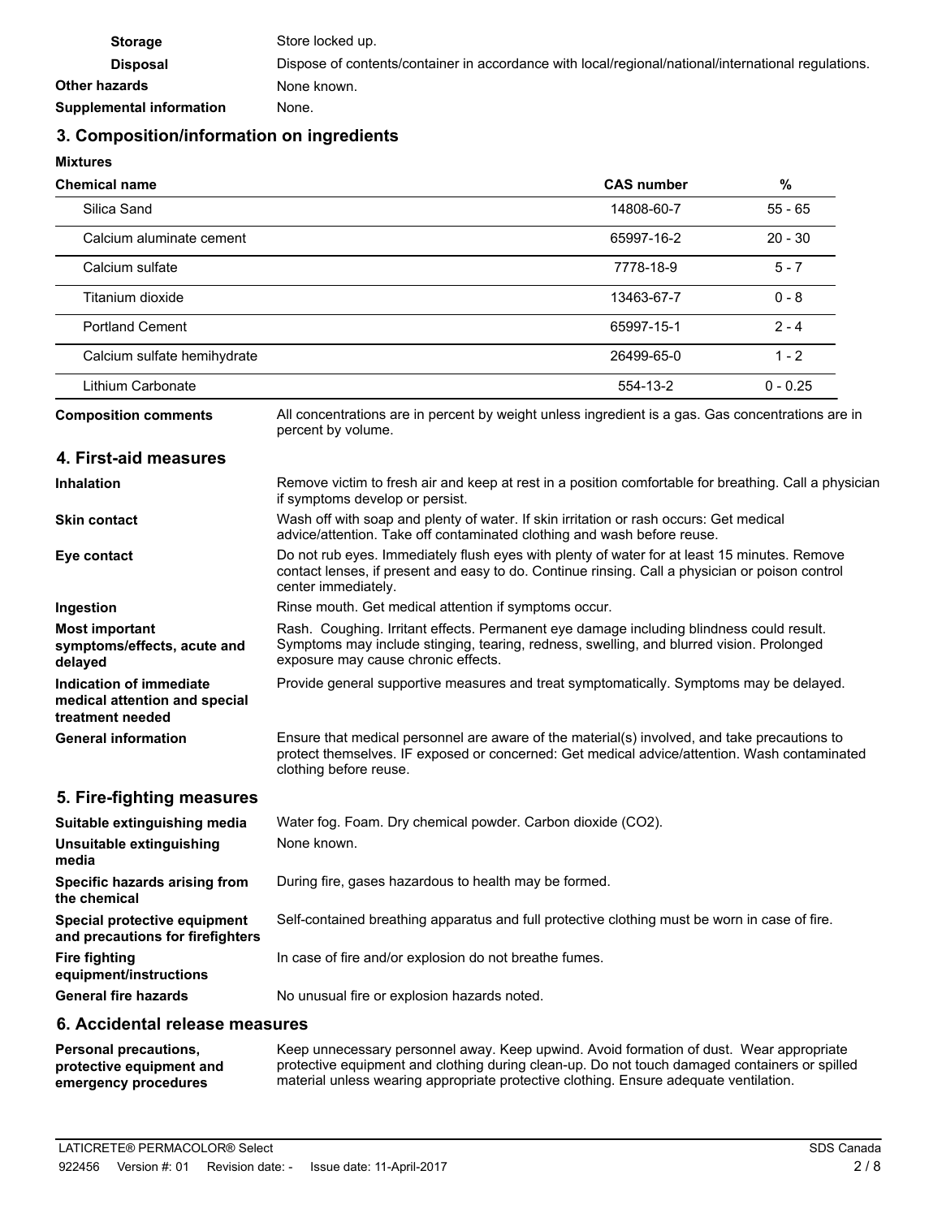| | |
|---|---|
| **Storage** | Store locked up. |
| **Disposal** | Dispose of contents/container in accordance with local/regional/national/international regulations. |
| **Other hazards** | None known. |
| **Supplemental information** | None. |

## 3. Composition/information on ingredients

**Mixtures**

| Chemical name | CAS number | % |
|---|---|---|
| Silica Sand | 14808-60-7 | 55 - 65 |
| Calcium aluminate cement | 65997-16-2 | 20 - 30 |
| Calcium sulfate | 7778-18-9 | 5 - 7 |
| Titanium dioxide | 13463-67-7 | 0 - 8 |
| Portland Cement | 65997-15-1 | 2 - 4 |
| Calcium sulfate hemihydrate | 26499-65-0 | 1 - 2 |
| Lithium Carbonate | 554-13-2 | 0 - 0.25 |

**Composition comments** All concentrations are in percent by weight unless ingredient is a gas. Gas concentrations are in percent by volume.

## 4. First-aid measures

| | |
|---|---|
| **Inhalation** | Remove victim to fresh air and keep at rest in a position comfortable for breathing. Call a physician if symptoms develop or persist. |
| **Skin contact** | Wash off with soap and plenty of water. If skin irritation or rash occurs: Get medical advice/attention. Take off contaminated clothing and wash before reuse. |
| **Eye contact** | Do not rub eyes. Immediately flush eyes with plenty of water for at least 15 minutes. Remove contact lenses, if present and easy to do. Continue rinsing. Call a physician or poison control center immediately. |
| **Ingestion** | Rinse mouth. Get medical attention if symptoms occur. |
| **Most important symptoms/effects, acute and delayed** | Rash. Coughing. Irritant effects. Permanent eye damage including blindness could result. Symptoms may include stinging, tearing, redness, swelling, and blurred vision. Prolonged exposure may cause chronic effects. |
| **Indication of immediate medical attention and special treatment needed** | Provide general supportive measures and treat symptomatically. Symptoms may be delayed. |
| **General information** | Ensure that medical personnel are aware of the material(s) involved, and take precautions to protect themselves. IF exposed or concerned: Get medical advice/attention. Wash contaminated clothing before reuse. |

## 5. Fire-fighting measures

| | |
|---|---|
| **Suitable extinguishing media** | Water fog. Foam. Dry chemical powder. Carbon dioxide ($CO_2$). |
| **Unsuitable extinguishing media** | None known. |
| **Specific hazards arising from the chemical** | During fire, gases hazardous to health may be formed. |
| **Special protective equipment and precautions for firefighters** | Self-contained breathing apparatus and full protective clothing must be worn in case of fire. |
| **Fire fighting equipment/instructions** | In case of fire and/or explosion do not breathe fumes. |
| **General fire hazards** | No unusual fire or explosion hazards noted. |

## 6. Accidental release measures

| | |
|---|---|
| **Personal precautions, protective equipment and emergency procedures** | Keep unnecessary personnel away. Keep upwind. Avoid formation of dust. Wear appropriate protective equipment and clothing during clean-up. Do not touch damaged containers or spilled material unless wearing appropriate protective clothing. Ensure adequate ventilation. |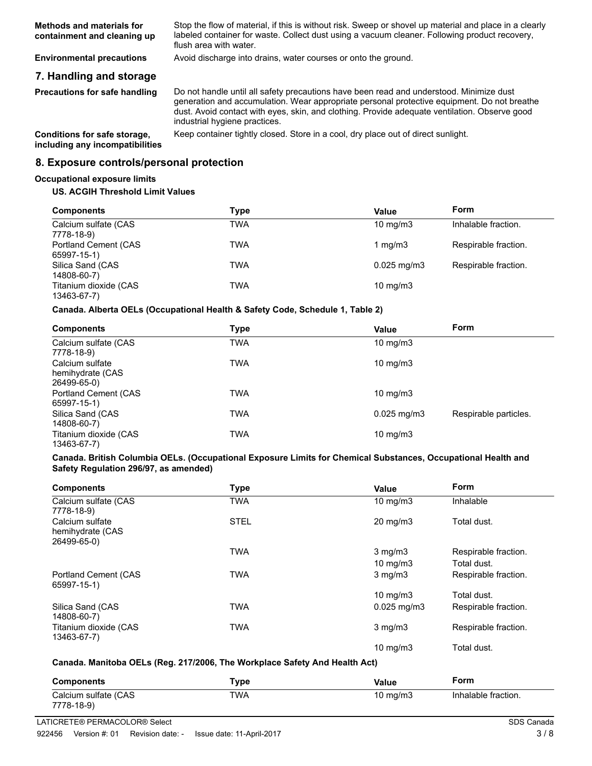**Methods and materials for containment and cleaning up** Stop the flow of material, if this is without risk. Sweep or shovel up material and place in a clearly labeled container for waste. Collect dust using a vacuum cleaner. Following product recovery, flush area with water.

**Environmental precautions** Avoid discharge into drains, water courses or onto the ground.

## 7. Handling and storage

**Precautions for safe handling** Do not handle until all safety precautions have been read and understood. Minimize dust generation and accumulation. Wear appropriate personal protective equipment. Do not breathe dust. Avoid contact with eyes, skin, and clothing. Provide adequate ventilation. Observe good industrial hygiene practices.

**Conditions for safe storage, including any incompatibilities** Keep container tightly closed. Store in a cool, dry place out of direct sunlight.

## 8. Exposure controls/personal protection

**Occupational exposure limits**

**US. ACGIH Threshold Limit Values**

| Components | Type | Value | Form |
|---|---|---|---|
| Calcium sulfate (CAS 7778-18-9) | TWA | 10 mg/m3 | Inhalable fraction. |
| Portland Cement (CAS 65997-15-1) | TWA | 1 mg/m3 | Respirable fraction. |
| Silica Sand (CAS 14808-60-7) | TWA | 0.025 mg/m3 | Respirable fraction. |
| Titanium dioxide (CAS 13463-67-7) | TWA | 10 mg/m3 | |

**Canada. Alberta OELs (Occupational Health & Safety Code, Schedule 1, Table 2)**

| Components | Type | Value | Form |
|---|---|---|---|
| Calcium sulfate (CAS 7778-18-9) | TWA | 10 mg/m3 | |
| Calcium sulfate hemihydrate (CAS 26499-65-0) | TWA | 10 mg/m3 | |
| Portland Cement (CAS 65997-15-1) | TWA | 10 mg/m3 | |
| Silica Sand (CAS 14808-60-7) | TWA | 0.025 mg/m3 | Respirable particles. |
| Titanium dioxide (CAS 13463-67-7) | TWA | 10 mg/m3 | |

**Canada. British Columbia OELs. (Occupational Exposure Limits for Chemical Substances, Occupational Health and Safety Regulation 296/97, as amended)**

| Components | Type | Value | Form |
|---|---|---|---|
| Calcium sulfate (CAS 7778-18-9) | TWA | 10 mg/m3 | Inhalable |
| Calcium sulfate hemihydrate (CAS 26499-65-0) | STEL | 20 mg/m3 | Total dust. |
| | TWA | 3 mg/m3 | Respirable fraction. |
| | | 10 mg/m3 | Total dust. |
| Portland Cement (CAS 65997-15-1) | TWA | 3 mg/m3 | Respirable fraction. |
| | | 10 mg/m3 | Total dust. |
| Silica Sand (CAS 14808-60-7) | TWA | 0.025 mg/m3 | Respirable fraction. |
| Titanium dioxide (CAS 13463-67-7) | TWA | 3 mg/m3 | Respirable fraction. |
| | | 10 mg/m3 | Total dust. |

**Canada. Manitoba OELs (Reg. 217/2006, The Workplace Safety And Health Act)**

| Components | Type | Value | Form |
|---|---|---|---|
| Calcium sulfate (CAS 7778-18-9) | TWA | 10 mg/m3 | Inhalable fraction. |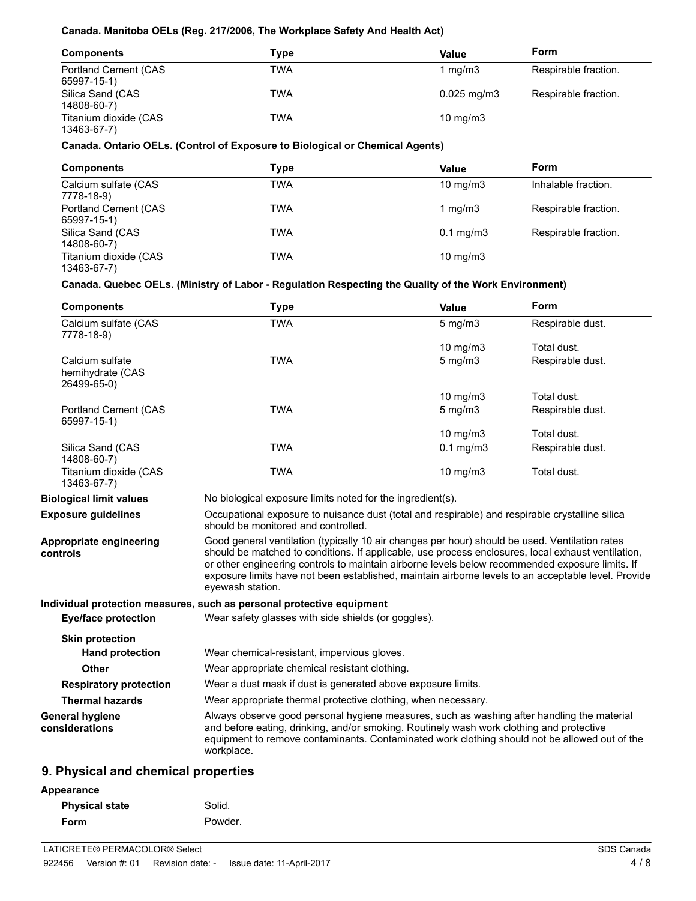**Canada. Manitoba OELs (Reg. 217/2006, The Workplace Safety And Health Act)**

| Components | Type | Value | Form |
|---|---|---|---|
| Portland Cement (CAS 65997-15-1) | TWA | 1 mg/m3 | Respirable fraction. |
| Silica Sand (CAS 14808-60-7) | TWA | 0.025 mg/m3 | Respirable fraction. |
| Titanium dioxide (CAS 13463-67-7) | TWA | 10 mg/m3 | |

**Canada. Ontario OELs. (Control of Exposure to Biological or Chemical Agents)**

| Components | Type | Value | Form |
|---|---|---|---|
| Calcium sulfate (CAS 7778-18-9) | TWA | 10 mg/m3 | Inhalable fraction. |
| Portland Cement (CAS 65997-15-1) | TWA | 1 mg/m3 | Respirable fraction. |
| Silica Sand (CAS 14808-60-7) | TWA | 0.1 mg/m3 | Respirable fraction. |
| Titanium dioxide (CAS 13463-67-7) | TWA | 10 mg/m3 | |

**Canada. Quebec OELs. (Ministry of Labor - Regulation Respecting the Quality of the Work Environment)**

| Components | Type | Value | Form |
|---|---|---|---|
| Calcium sulfate (CAS 7778-18-9) | TWA | 5 mg/m3 | Respirable dust. |
| | | 10 mg/m3 | Total dust. |
| Calcium sulfate hemihydrate (CAS 26499-65-0) | TWA | 5 mg/m3 | Respirable dust. |
| | | 10 mg/m3 | Total dust. |
| Portland Cement (CAS 65997-15-1) | TWA | 5 mg/m3 | Respirable dust. |
| | | 10 mg/m3 | Total dust. |
| Silica Sand (CAS 14808-60-7) | TWA | 0.1 mg/m3 | Respirable dust. |
| Titanium dioxide (CAS 13463-67-7) | TWA | 10 mg/m3 | Total dust. |

**Biological limit values** No biological exposure limits noted for the ingredient(s).

**Exposure guidelines** Occupational exposure to nuisance dust (total and respirable) and respirable crystalline silica should be monitored and controlled.

**Appropriate engineering controls** Good general ventilation (typically 10 air changes per hour) should be used. Ventilation rates should be matched to conditions. If applicable, use process enclosures, local exhaust ventilation, or other engineering controls to maintain airborne levels below recommended exposure limits. If exposure limits have not been established, maintain airborne levels to an acceptable level. Provide eyewash station.

**Individual protection measures, such as personal protective equipment**

**Eye/face protection** Wear safety glasses with side shields (or goggles).

**Skin protection**

**Hand protection** Wear chemical-resistant, impervious gloves.

**Other** Wear appropriate chemical resistant clothing.

**Respiratory protection** Wear a dust mask if dust is generated above exposure limits.

**Thermal hazards** Wear appropriate thermal protective clothing, when necessary.

**General hygiene considerations** Always observe good personal hygiene measures, such as washing after handling the material and before eating, drinking, and/or smoking. Routinely wash work clothing and protective equipment to remove contaminants. Contaminated work clothing should not be allowed out of the workplace.

## 9. Physical and chemical properties

**Appearance**

**Physical state** Solid.

**Form** Powder.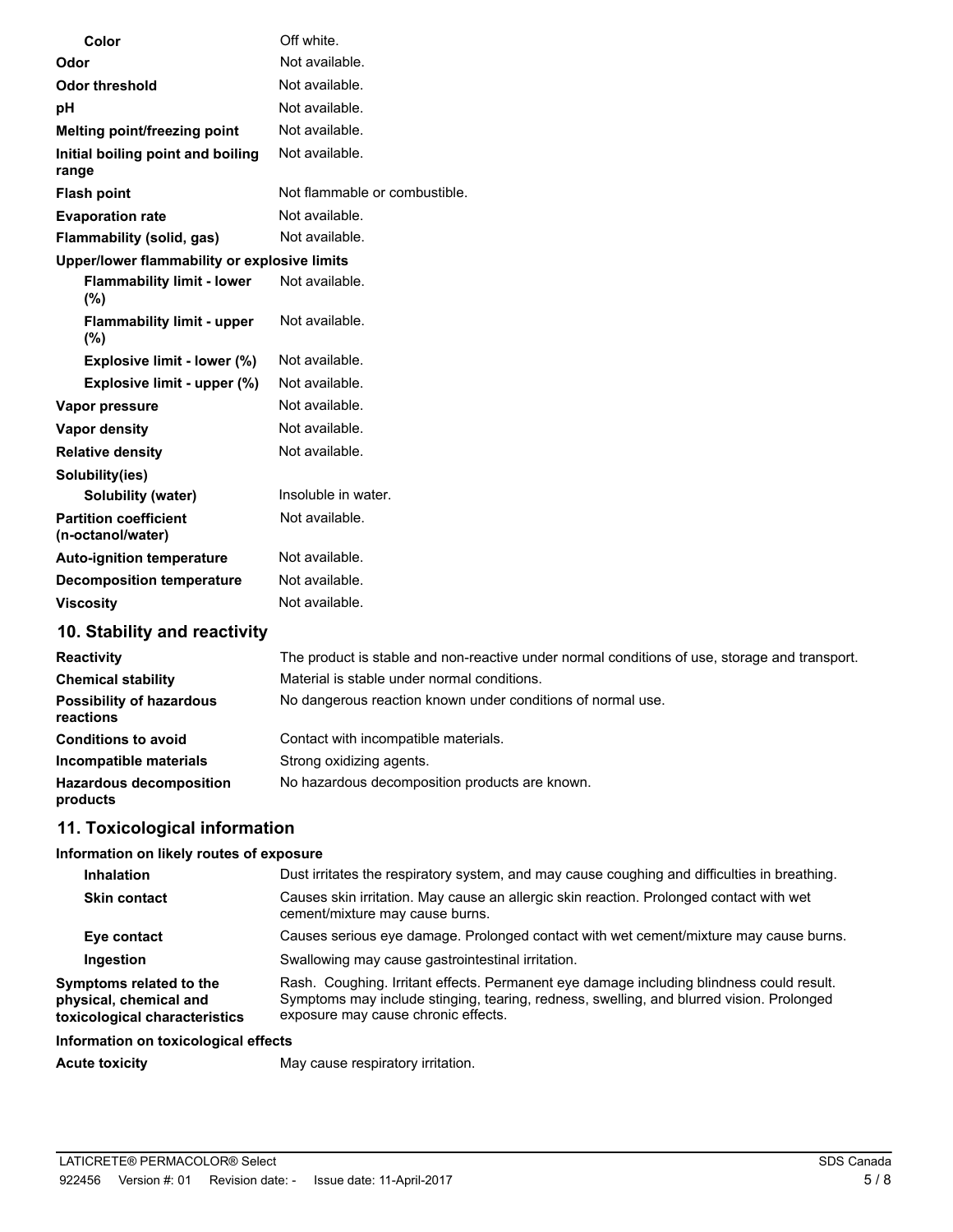| | |
|---|---|
| **Color** | Off white. |
| **Odor** | Not available. |
| **Odor threshold** | Not available. |
| **pH** | Not available. |
| **Melting point/freezing point** | Not available. |
| **Initial boiling point and boiling range** | Not available. |
| **Flash point** | Not flammable or combustible. |
| **Evaporation rate** | Not available. |
| **Flammability (solid, gas)** | Not available. |
| **Upper/lower flammability or explosive limits** | |
| **Flammability limit - lower (%)** | Not available. |
| **Flammability limit - upper (%)** | Not available. |
| **Explosive limit - lower (%)** | Not available. |
| **Explosive limit - upper (%)** | Not available. |
| **Vapor pressure** | Not available. |
| **Vapor density** | Not available. |
| **Relative density** | Not available. |
| **Solubility(ies)** | |
| **Solubility (water)** | Insoluble in water. |
| **Partition coefficient (n-octanol/water)** | Not available. |
| **Auto-ignition temperature** | Not available. |
| **Decomposition temperature** | Not available. |
| **Viscosity** | Not available. |

## 10. Stability and reactivity

| | |
|---|---|
| **Reactivity** | The product is stable and non-reactive under normal conditions of use, storage and transport. |
| **Chemical stability** | Material is stable under normal conditions. |
| **Possibility of hazardous reactions** | No dangerous reaction known under conditions of normal use. |
| **Conditions to avoid** | Contact with incompatible materials. |
| **Incompatible materials** | Strong oxidizing agents. |
| **Hazardous decomposition products** | No hazardous decomposition products are known. |

## 11. Toxicological information

**Information on likely routes of exposure**

| | |
|---|---|
| **Inhalation** | Dust irritates the respiratory system, and may cause coughing and difficulties in breathing. |
| **Skin contact** | Causes skin irritation. May cause an allergic skin reaction. Prolonged contact with wet cement/mixture may cause burns. |
| **Eye contact** | Causes serious eye damage. Prolonged contact with wet cement/mixture may cause burns. |
| **Ingestion** | Swallowing may cause gastrointestinal irritation. |
| **Symptoms related to the physical, chemical and toxicological characteristics** | Rash. Coughing. Irritant effects. Permanent eye damage including blindness could result. Symptoms may include stinging, tearing, redness, swelling, and blurred vision. Prolonged exposure may cause chronic effects. |

**Information on toxicological effects**

| | |
|---|---|
| **Acute toxicity** | May cause respiratory irritation. |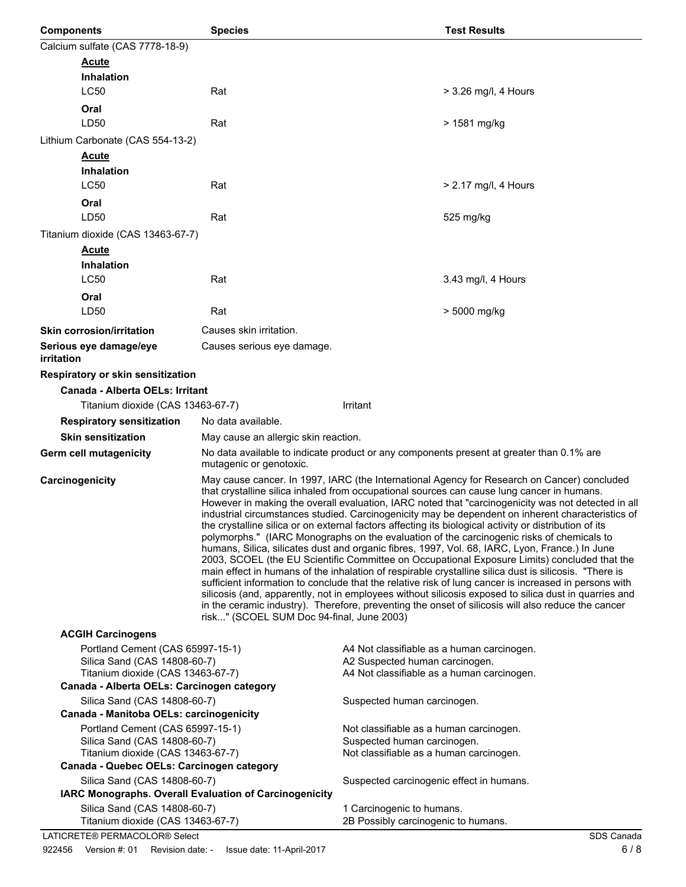| Components | Species | Test Results |
|---|---|---|
| Calcium sulfate (CAS 7778-18-9) | | |
| **Acute** | | |
| **Inhalation** | | |
| LC50 | Rat | > 3.26 mg/l, 4 Hours |
| **Oral** | | |
| LD50 | Rat | > 1581 mg/kg |
| Lithium Carbonate (CAS 554-13-2) | | |
| **Acute** | | |
| **Inhalation** | | |
| LC50 | Rat | > 2.17 mg/l, 4 Hours |
| **Oral** | | |
| LD50 | Rat | 525 mg/kg |
| Titanium dioxide (CAS 13463-67-7) | | |
| **Acute** | | |
| **Inhalation** | | |
| LC50 | Rat | 3.43 mg/l, 4 Hours |
| **Oral** | | |
| LD50 | Rat | > 5000 mg/kg |

**Skin corrosion/irritation** Causes skin irritation.

**Serious eye damage/eye irritation** Causes serious eye damage.

**Respiratory or skin sensitization**

**Canada - Alberta OELs: Irritant**

| | |
|---|---|
| Titanium dioxide (CAS 13463-67-7) | Irritant |

**Respiratory sensitization** No data available.

**Skin sensitization** May cause an allergic reaction.

**Germ cell mutagenicity** No data available to indicate product or any components present at greater than 0.1% are mutagenic or genotoxic.

**Carcinogenicity** May cause cancer. In 1997, IARC (the International Agency for Research on Cancer) concluded that crystalline silica inhaled from occupational sources can cause lung cancer in humans. However in making the overall evaluation, IARC noted that "carcinogenicity was not detected in all industrial circumstances studied. Carcinogenicity may be dependent on inherent characteristics of the crystalline silica or on external factors affecting its biological activity or distribution of its polymorphs." (IARC Monographs on the evaluation of the carcinogenic risks of chemicals to humans, Silica, silicates dust and organic fibres, 1997, Vol. 68, IARC, Lyon, France.) In June 2003, SCOEL (the EU Scientific Committee on Occupational Exposure Limits) concluded that the main effect in humans of the inhalation of respirable crystalline silica dust is silicosis. "There is sufficient information to conclude that the relative risk of lung cancer is increased in persons with silicosis (and, apparently, not in employees without silicosis exposed to silica dust in quarries and in the ceramic industry). Therefore, preventing the onset of silicosis will also reduce the cancer risk..." (SCOEL SUM Doc 94-final, June 2003)

**ACGIH Carcinogens**

| | |
|---|---|
| Portland Cement (CAS 65997-15-1) | A4 Not classifiable as a human carcinogen. |
| Silica Sand (CAS 14808-60-7) | A2 Suspected human carcinogen. |
| Titanium dioxide (CAS 13463-67-7) | A4 Not classifiable as a human carcinogen. |

**Canada - Alberta OELs: Carcinogen category**

| | |
|---|---|
| Silica Sand (CAS 14808-60-7) | Suspected human carcinogen. |

**Canada - Manitoba OELs: carcinogenicity**

| | |
|---|---|
| Portland Cement (CAS 65997-15-1) | Not classifiable as a human carcinogen. |
| Silica Sand (CAS 14808-60-7) | Suspected human carcinogen. |
| Titanium dioxide (CAS 13463-67-7) | Not classifiable as a human carcinogen. |

**Canada - Quebec OELs: Carcinogen category**

| | |
|---|---|
| Silica Sand (CAS 14808-60-7) | Suspected carcinogenic effect in humans. |

**IARC Monographs. Overall Evaluation of Carcinogenicity**

| | |
|---|---|
| Silica Sand (CAS 14808-60-7) | 1 Carcinogenic to humans. |
| Titanium dioxide (CAS 13463-67-7) | 2B Possibly carcinogenic to humans. |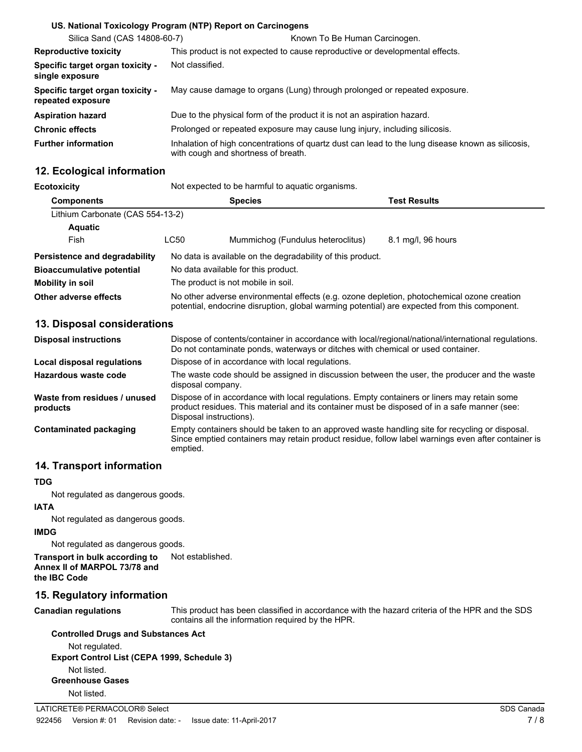**US. National Toxicology Program (NTP) Report on Carcinogens**

| | |
|---|---|
| Silica Sand (CAS 14808-60-7) | Known To Be Human Carcinogen. |

| | |
|---|---|
| **Reproductive toxicity** | This product is not expected to cause reproductive or developmental effects. |
| **Specific target organ toxicity - single exposure** | Not classified. |
| **Specific target organ toxicity - repeated exposure** | May cause damage to organs (Lung) through prolonged or repeated exposure. |
| **Aspiration hazard** | Due to the physical form of the product it is not an aspiration hazard. |
| **Chronic effects** | Prolonged or repeated exposure may cause lung injury, including silicosis. |
| **Further information** | Inhalation of high concentrations of quartz dust can lead to the lung disease known as silicosis, with cough and shortness of breath. |

## 12. Ecological information

**Ecotoxicity** Not expected to be harmful to aquatic organisms.

| Components | | Species | Test Results |
|---|---|---|---|
| Lithium Carbonate (CAS 554-13-2) | | | |
| **Aquatic** | | | |
| Fish | LC50 | Mummichog (Fundulus heteroclitus) | 8.1 mg/l, 96 hours |

| | |
|---|---|
| **Persistence and degradability** | No data is available on the degradability of this product. |
| **Bioaccumulative potential** | No data available for this product. |
| **Mobility in soil** | The product is not mobile in soil. |
| **Other adverse effects** | No other adverse environmental effects (e.g. ozone depletion, photochemical ozone creation potential, endocrine disruption, global warming potential) are expected from this component. |

## 13. Disposal considerations

| | |
|---|---|
| **Disposal instructions** | Dispose of contents/container in accordance with local/regional/national/international regulations. Do not contaminate ponds, waterways or ditches with chemical or used container. |
| **Local disposal regulations** | Dispose of in accordance with local regulations. |
| **Hazardous waste code** | The waste code should be assigned in discussion between the user, the producer and the waste disposal company. |
| **Waste from residues / unused products** | Dispose of in accordance with local regulations. Empty containers or liners may retain some product residues. This material and its container must be disposed of in a safe manner (see: Disposal instructions). |
| **Contaminated packaging** | Empty containers should be taken to an approved waste handling site for recycling or disposal. Since emptied containers may retain product residue, follow label warnings even after container is emptied. |

## 14. Transport information

**TDG**

Not regulated as dangerous goods.

**IATA**

Not regulated as dangerous goods.

**IMDG**

Not regulated as dangerous goods.

**Transport in bulk according to Annex II of MARPOL 73/78 and the IBC Code** Not established.

## 15. Regulatory information

**Canadian regulations** This product has been classified in accordance with the hazard criteria of the HPR and the SDS contains all the information required by the HPR.

**Controlled Drugs and Substances Act**

Not regulated.

**Export Control List (CEPA 1999, Schedule 3)**

Not listed.

**Greenhouse Gases**

Not listed.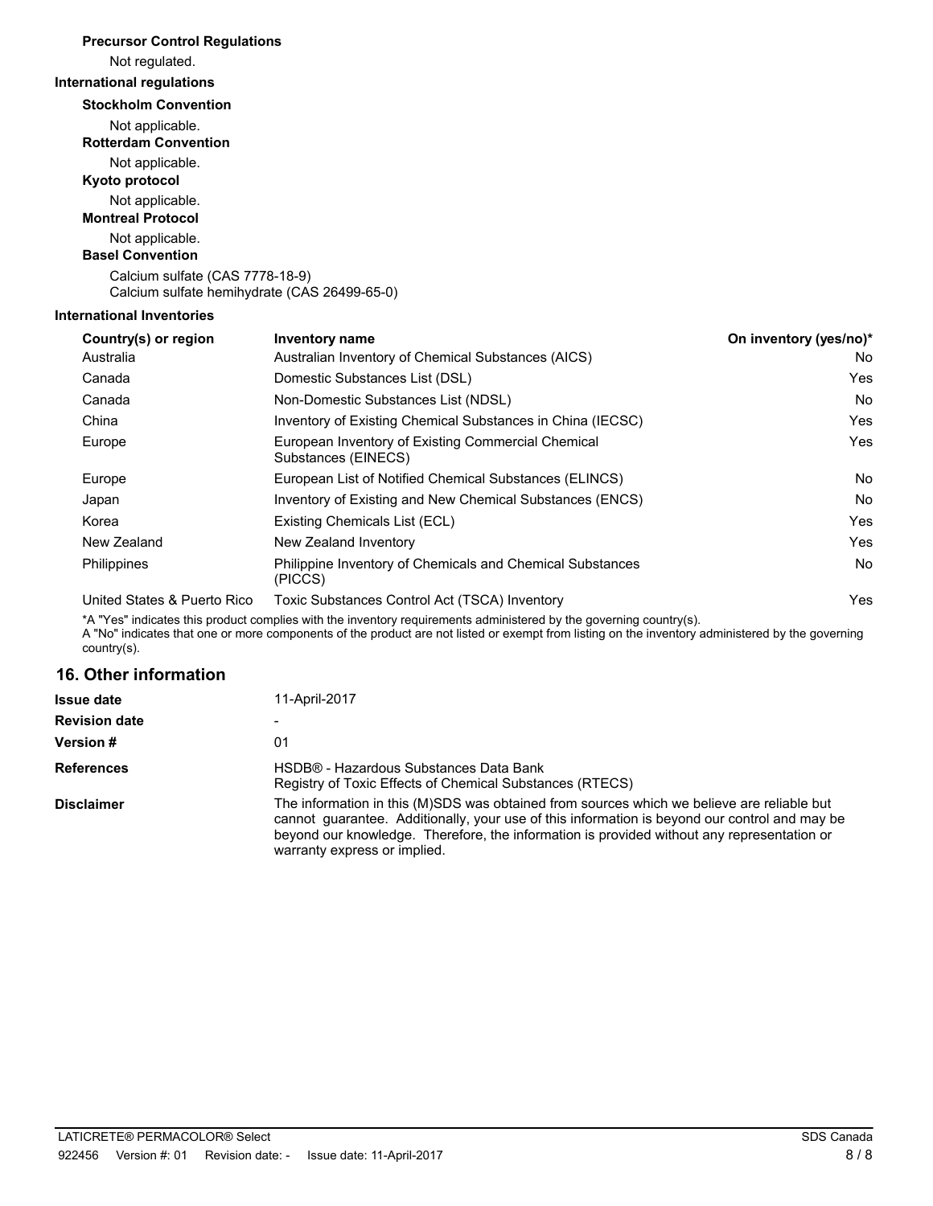**Precursor Control Regulations**

Not regulated.

**International regulations**

**Stockholm Convention**

Not applicable.

**Rotterdam Convention**

Not applicable.

**Kyoto protocol**

Not applicable.

**Montreal Protocol**

Not applicable.

**Basel Convention**

Calcium sulfate (CAS 7778-18-9)
Calcium sulfate hemihydrate (CAS 26499-65-0)

**International Inventories**

| Country(s) or region | Inventory name | On inventory (yes/no)* |
|---|---|---|
| Australia | Australian Inventory of Chemical Substances (AICS) | No |
| Canada | Domestic Substances List (DSL) | Yes |
| Canada | Non-Domestic Substances List (NDSL) | No |
| China | Inventory of Existing Chemical Substances in China (IECSC) | Yes |
| Europe | European Inventory of Existing Commercial Chemical Substances (EINECS) | Yes |
| Europe | European List of Notified Chemical Substances (ELINCS) | No |
| Japan | Inventory of Existing and New Chemical Substances (ENCS) | No |
| Korea | Existing Chemicals List (ECL) | Yes |
| New Zealand | New Zealand Inventory | Yes |
| Philippines | Philippine Inventory of Chemicals and Chemical Substances (PICCS) | No |
| United States & Puerto Rico | Toxic Substances Control Act (TSCA) Inventory | Yes |

*A "Yes" indicates this product complies with the inventory requirements administered by the governing country(s).
A "No" indicates that one or more components of the product are not listed or exempt from listing on the inventory administered by the governing country(s).

## 16. Other information

| | |
|---|---|
| **Issue date** | 11-April-2017 |
| **Revision date** | - |
| **Version #** | 01 |
| **References** | HSDB® - Hazardous Substances Data Bank<br>Registry of Toxic Effects of Chemical Substances (RTECS) |
| **Disclaimer** | The information in this (M)SDS was obtained from sources which we believe are reliable but cannot guarantee. Additionally, your use of this information is beyond our control and may be beyond our knowledge. Therefore, the information is provided without any representation or warranty express or implied. |